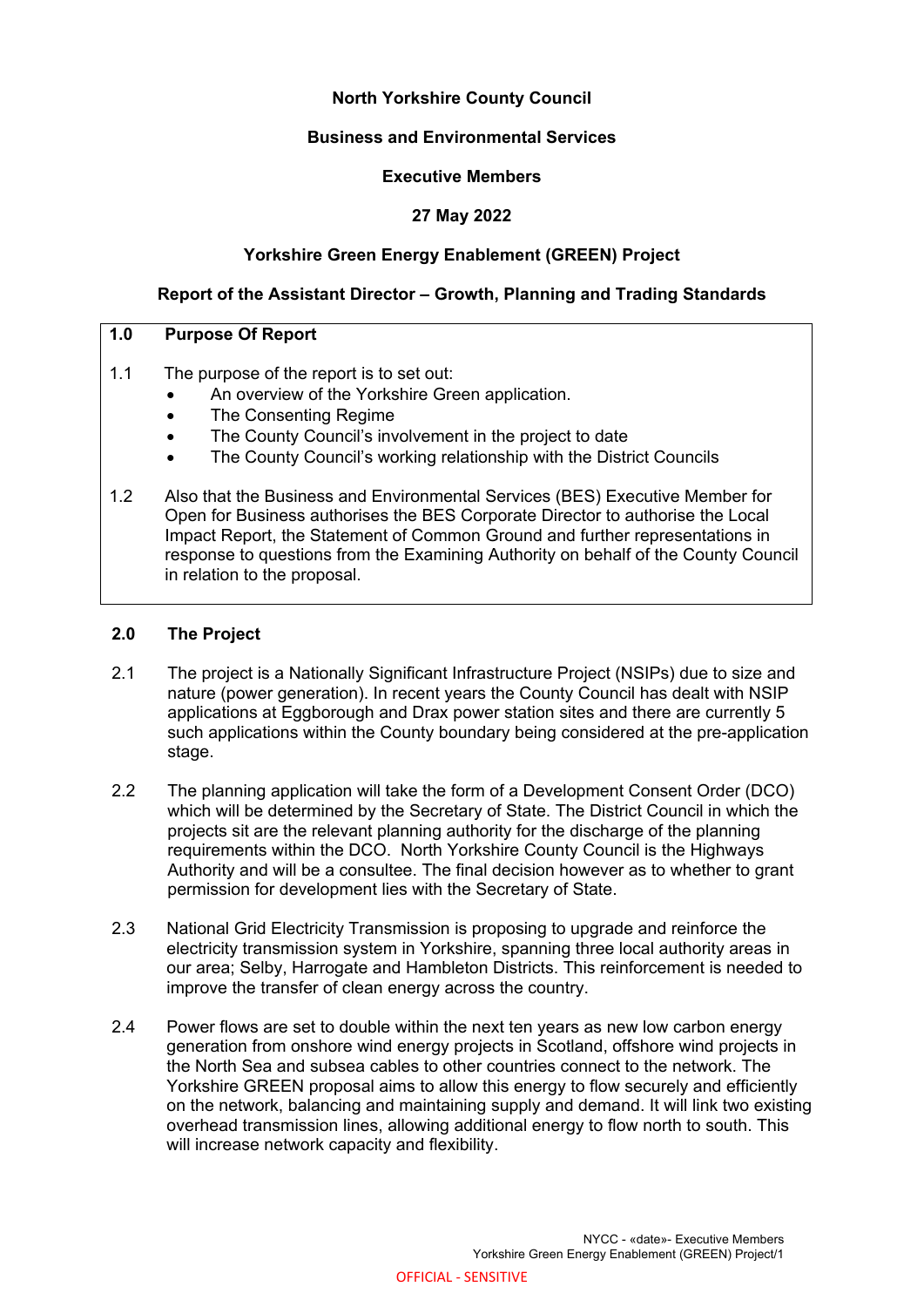**North Yorkshire County Council**

**Business and Environmental Services**

**Executive Members**

**27 May 2022**

**Yorkshire Green Energy Enablement (GREEN) Project**

**Report of the Assistant Director – Growth, Planning and Trading Standards**

## 1.0 Purpose Of Report

1.1 The purpose of the report is to set out:

- An overview of the Yorkshire Green application.
- The Consenting Regime
- The County Council's involvement in the project to date
- The County Council's working relationship with the District Councils

1.2 Also that the Business and Environmental Services (BES) Executive Member for Open for Business authorises the BES Corporate Director to authorise the Local Impact Report, the Statement of Common Ground and further representations in response to questions from the Examining Authority on behalf of the County Council in relation to the proposal.

## 2.0 The Project

2.1 The project is a Nationally Significant Infrastructure Project (NSIPs) due to size and nature (power generation). In recent years the County Council has dealt with NSIP applications at Eggborough and Drax power station sites and there are currently 5 such applications within the County boundary being considered at the pre-application stage.

2.2 The planning application will take the form of a Development Consent Order (DCO) which will be determined by the Secretary of State. The District Council in which the projects sit are the relevant planning authority for the discharge of the planning requirements within the DCO. North Yorkshire County Council is the Highways Authority and will be a consultee. The final decision however as to whether to grant permission for development lies with the Secretary of State.

2.3 National Grid Electricity Transmission is proposing to upgrade and reinforce the electricity transmission system in Yorkshire, spanning three local authority areas in our area; Selby, Harrogate and Hambleton Districts. This reinforcement is needed to improve the transfer of clean energy across the country.

2.4 Power flows are set to double within the next ten years as new low carbon energy generation from onshore wind energy projects in Scotland, offshore wind projects in the North Sea and subsea cables to other countries connect to the network. The Yorkshire GREEN proposal aims to allow this energy to flow securely and efficiently on the network, balancing and maintaining supply and demand. It will link two existing overhead transmission lines, allowing additional energy to flow north to south. This will increase network capacity and flexibility.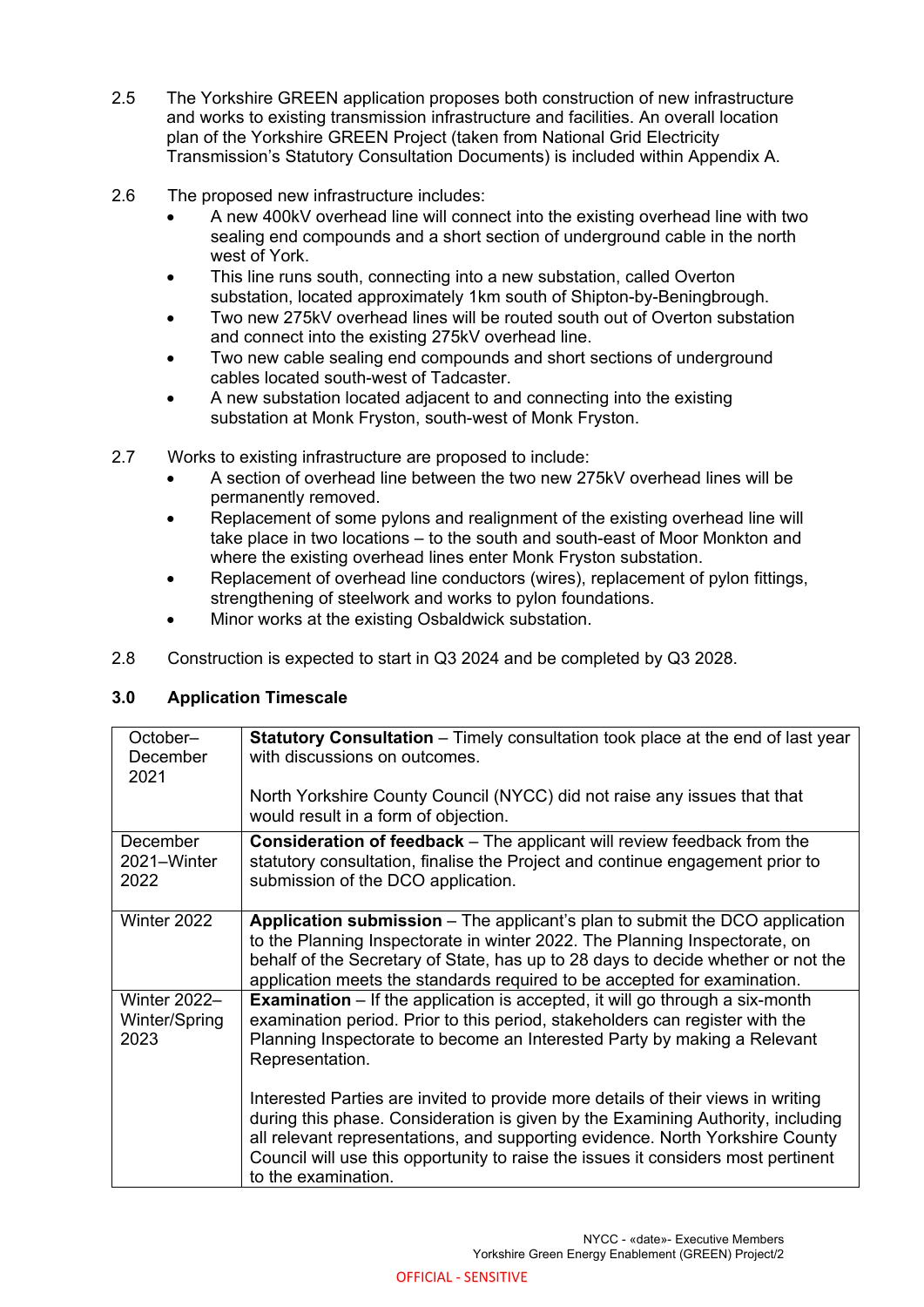2.5 The Yorkshire GREEN application proposes both construction of new infrastructure and works to existing transmission infrastructure and facilities. An overall location plan of the Yorkshire GREEN Project (taken from National Grid Electricity Transmission's Statutory Consultation Documents) is included within Appendix A.

2.6 The proposed new infrastructure includes:

- A new 400kV overhead line will connect into the existing overhead line with two sealing end compounds and a short section of underground cable in the north west of York.
- This line runs south, connecting into a new substation, called Overton substation, located approximately 1km south of Shipton-by-Beningbrough.
- Two new 275kV overhead lines will be routed south out of Overton substation and connect into the existing 275kV overhead line.
- Two new cable sealing end compounds and short sections of underground cables located south-west of Tadcaster.
- A new substation located adjacent to and connecting into the existing substation at Monk Fryston, south-west of Monk Fryston.

2.7 Works to existing infrastructure are proposed to include:

- A section of overhead line between the two new 275kV overhead lines will be permanently removed.
- Replacement of some pylons and realignment of the existing overhead line will take place in two locations – to the south and south-east of Moor Monkton and where the existing overhead lines enter Monk Fryston substation.
- Replacement of overhead line conductors (wires), replacement of pylon fittings, strengthening of steelwork and works to pylon foundations.
- Minor works at the existing Osbaldwick substation.

2.8 Construction is expected to start in Q3 2024 and be completed by Q3 2028.

## 3.0 Application Timescale

| | |
|---|---|
| October–December 2021 | **Statutory Consultation** – Timely consultation took place at the end of last year with discussions on outcomes.<br><br>North Yorkshire County Council (NYCC) did not raise any issues that that would result in a form of objection. |
| December 2021–Winter 2022 | **Consideration of feedback** – The applicant will review feedback from the statutory consultation, finalise the Project and continue engagement prior to submission of the DCO application. |
| Winter 2022 | **Application submission** – The applicant's plan to submit the DCO application to the Planning Inspectorate in winter 2022. The Planning Inspectorate, on behalf of the Secretary of State, has up to 28 days to decide whether or not the application meets the standards required to be accepted for examination. |
| Winter 2022–Winter/Spring 2023 | **Examination** – If the application is accepted, it will go through a six-month examination period. Prior to this period, stakeholders can register with the Planning Inspectorate to become an Interested Party by making a Relevant Representation.<br><br>Interested Parties are invited to provide more details of their views in writing during this phase. Consideration is given by the Examining Authority, including all relevant representations, and supporting evidence. North Yorkshire County Council will use this opportunity to raise the issues it considers most pertinent to the examination. |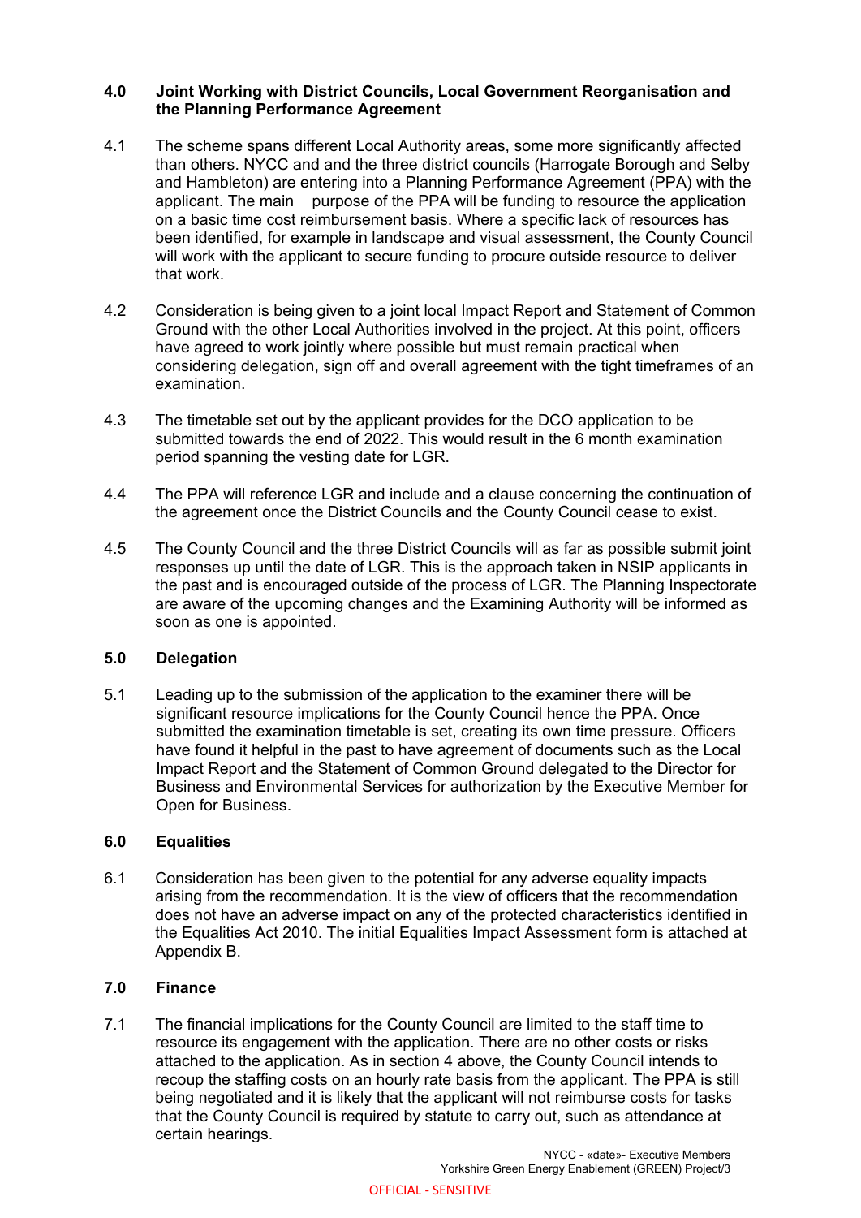## 4.0 Joint Working with District Councils, Local Government Reorganisation and the Planning Performance Agreement

4.1 The scheme spans different Local Authority areas, some more significantly affected than others. NYCC and and the three district councils (Harrogate Borough and Selby and Hambleton) are entering into a Planning Performance Agreement (PPA) with the applicant. The main purpose of the PPA will be funding to resource the application on a basic time cost reimbursement basis. Where a specific lack of resources has been identified, for example in landscape and visual assessment, the County Council will work with the applicant to secure funding to procure outside resource to deliver that work.

4.2 Consideration is being given to a joint local Impact Report and Statement of Common Ground with the other Local Authorities involved in the project. At this point, officers have agreed to work jointly where possible but must remain practical when considering delegation, sign off and overall agreement with the tight timeframes of an examination.

4.3 The timetable set out by the applicant provides for the DCO application to be submitted towards the end of 2022. This would result in the 6 month examination period spanning the vesting date for LGR.

4.4 The PPA will reference LGR and include and a clause concerning the continuation of the agreement once the District Councils and the County Council cease to exist.

4.5 The County Council and the three District Councils will as far as possible submit joint responses up until the date of LGR. This is the approach taken in NSIP applicants in the past and is encouraged outside of the process of LGR. The Planning Inspectorate are aware of the upcoming changes and the Examining Authority will be informed as soon as one is appointed.

## 5.0 Delegation

5.1 Leading up to the submission of the application to the examiner there will be significant resource implications for the County Council hence the PPA. Once submitted the examination timetable is set, creating its own time pressure. Officers have found it helpful in the past to have agreement of documents such as the Local Impact Report and the Statement of Common Ground delegated to the Director for Business and Environmental Services for authorization by the Executive Member for Open for Business.

## 6.0 Equalities

6.1 Consideration has been given to the potential for any adverse equality impacts arising from the recommendation. It is the view of officers that the recommendation does not have an adverse impact on any of the protected characteristics identified in the Equalities Act 2010. The initial Equalities Impact Assessment form is attached at Appendix B.

## 7.0 Finance

7.1 The financial implications for the County Council are limited to the staff time to resource its engagement with the application. There are no other costs or risks attached to the application. As in section 4 above, the County Council intends to recoup the staffing costs on an hourly rate basis from the applicant. The PPA is still being negotiated and it is likely that the applicant will not reimburse costs for tasks that the County Council is required by statute to carry out, such as attendance at certain hearings.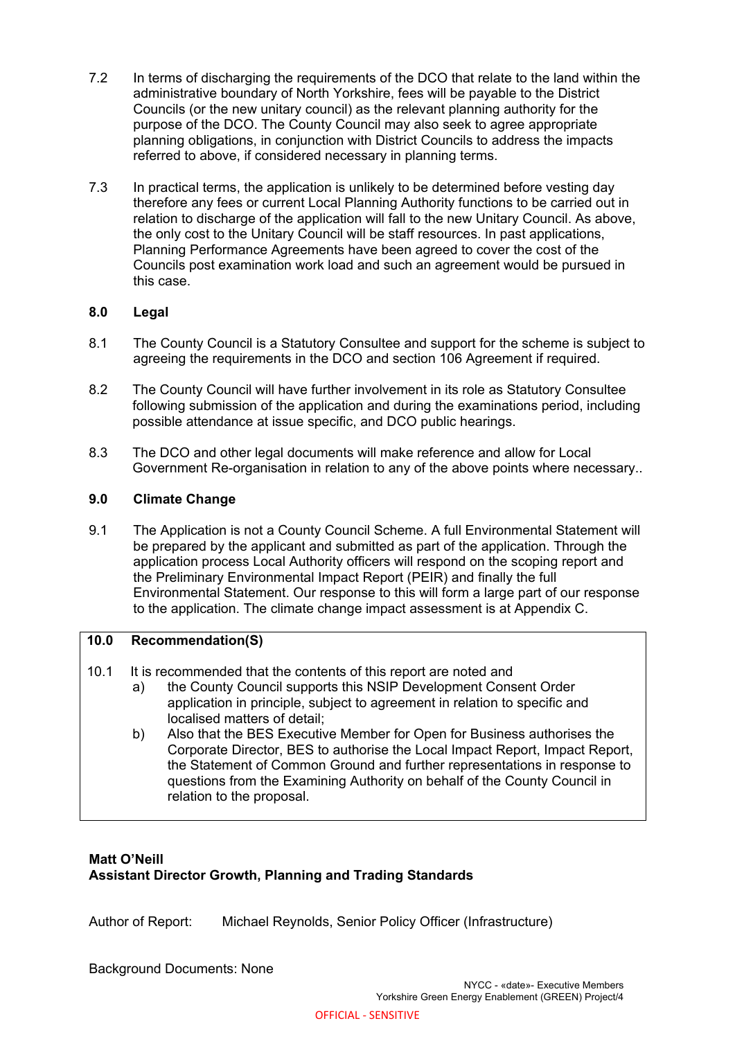7.2 In terms of discharging the requirements of the DCO that relate to the land within the administrative boundary of North Yorkshire, fees will be payable to the District Councils (or the new unitary council) as the relevant planning authority for the purpose of the DCO. The County Council may also seek to agree appropriate planning obligations, in conjunction with District Councils to address the impacts referred to above, if considered necessary in planning terms.

7.3 In practical terms, the application is unlikely to be determined before vesting day therefore any fees or current Local Planning Authority functions to be carried out in relation to discharge of the application will fall to the new Unitary Council. As above, the only cost to the Unitary Council will be staff resources. In past applications, Planning Performance Agreements have been agreed to cover the cost of the Councils post examination work load and such an agreement would be pursued in this case.

## 8.0 Legal

8.1 The County Council is a Statutory Consultee and support for the scheme is subject to agreeing the requirements in the DCO and section 106 Agreement if required.

8.2 The County Council will have further involvement in its role as Statutory Consultee following submission of the application and during the examinations period, including possible attendance at issue specific, and DCO public hearings.

8.3 The DCO and other legal documents will make reference and allow for Local Government Re-organisation in relation to any of the above points where necessary..

## 9.0 Climate Change

9.1 The Application is not a County Council Scheme. A full Environmental Statement will be prepared by the applicant and submitted as part of the application. Through the application process Local Authority officers will respond on the scoping report and the Preliminary Environmental Impact Report (PEIR) and finally the full Environmental Statement. Our response to this will form a large part of our response to the application. The climate change impact assessment is at Appendix C.

## 10.0 Recommendation(S)

10.1 It is recommended that the contents of this report are noted and

a) the County Council supports this NSIP Development Consent Order application in principle, subject to agreement in relation to specific and localised matters of detail;

b) Also that the BES Executive Member for Open for Business authorises the Corporate Director, BES to authorise the Local Impact Report, Impact Report, the Statement of Common Ground and further representations in response to questions from the Examining Authority on behalf of the County Council in relation to the proposal.

**Matt O'Neill**
**Assistant Director Growth, Planning and Trading Standards**

Author of Report: Michael Reynolds, Senior Policy Officer (Infrastructure)

Background Documents: None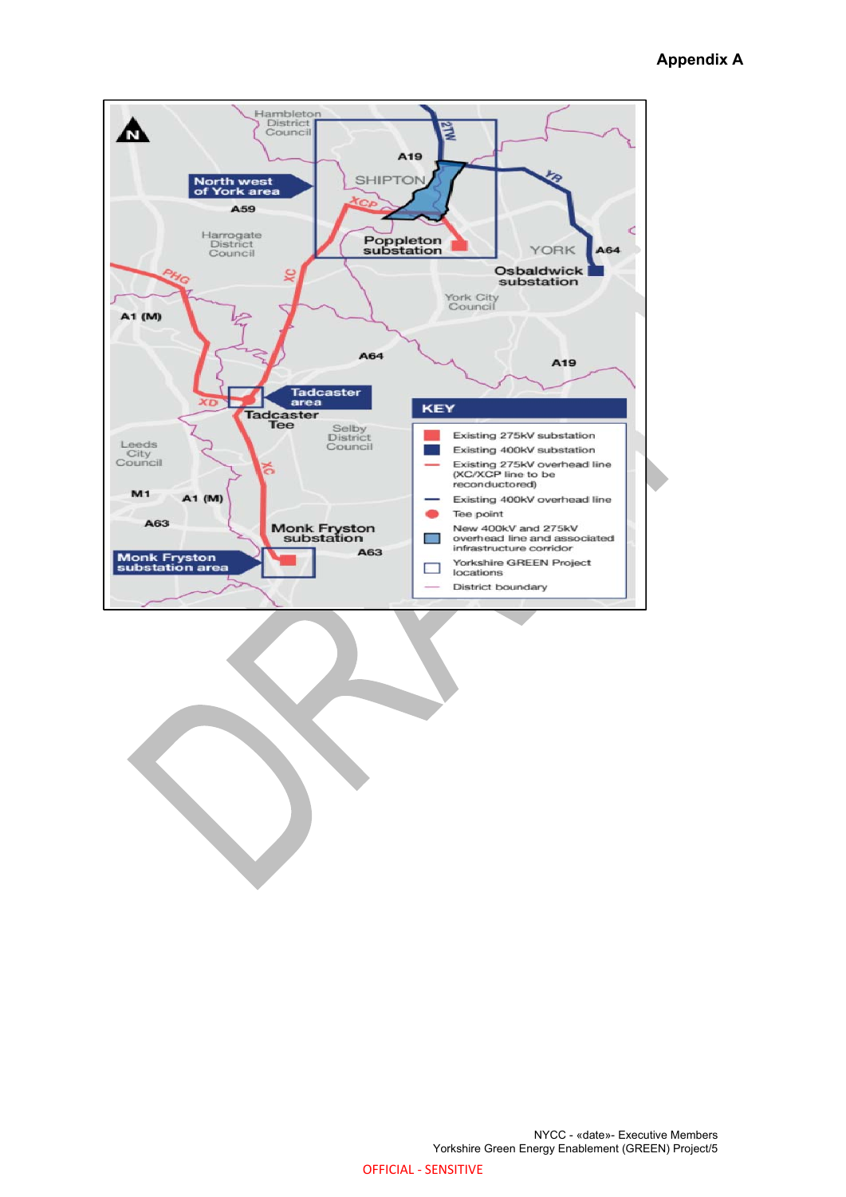# Appendix A

North west of York area

SHIPTON

Poppleton substation

YORK

Osbaldwick substation

Hambleton District Council

Harrogate District Council

York City Council

Tadcaster area

Tadcaster Tee

Selby District Council

Leeds City Council

Monk Fryston substation

Monk Fryston substation area

A19, A59, A64, A1 (M), M1, A63

2TW, YR, XCP, XC, PHG, XD

**KEY**

- Existing 275kV substation
- Existing 400kV substation
- Existing 275kV overhead line (XC/XCP line to be reconductored)
- Existing 400kV overhead line
- Tee point
- New 400kV and 275kV overhead line and associated infrastructure corridor
- Yorkshire GREEN Project locations
- District boundary

DRAFT

NYCC - «date»- Executive Members
Yorkshire Green Energy Enablement (GREEN) Project/5

OFFICIAL - SENSITIVE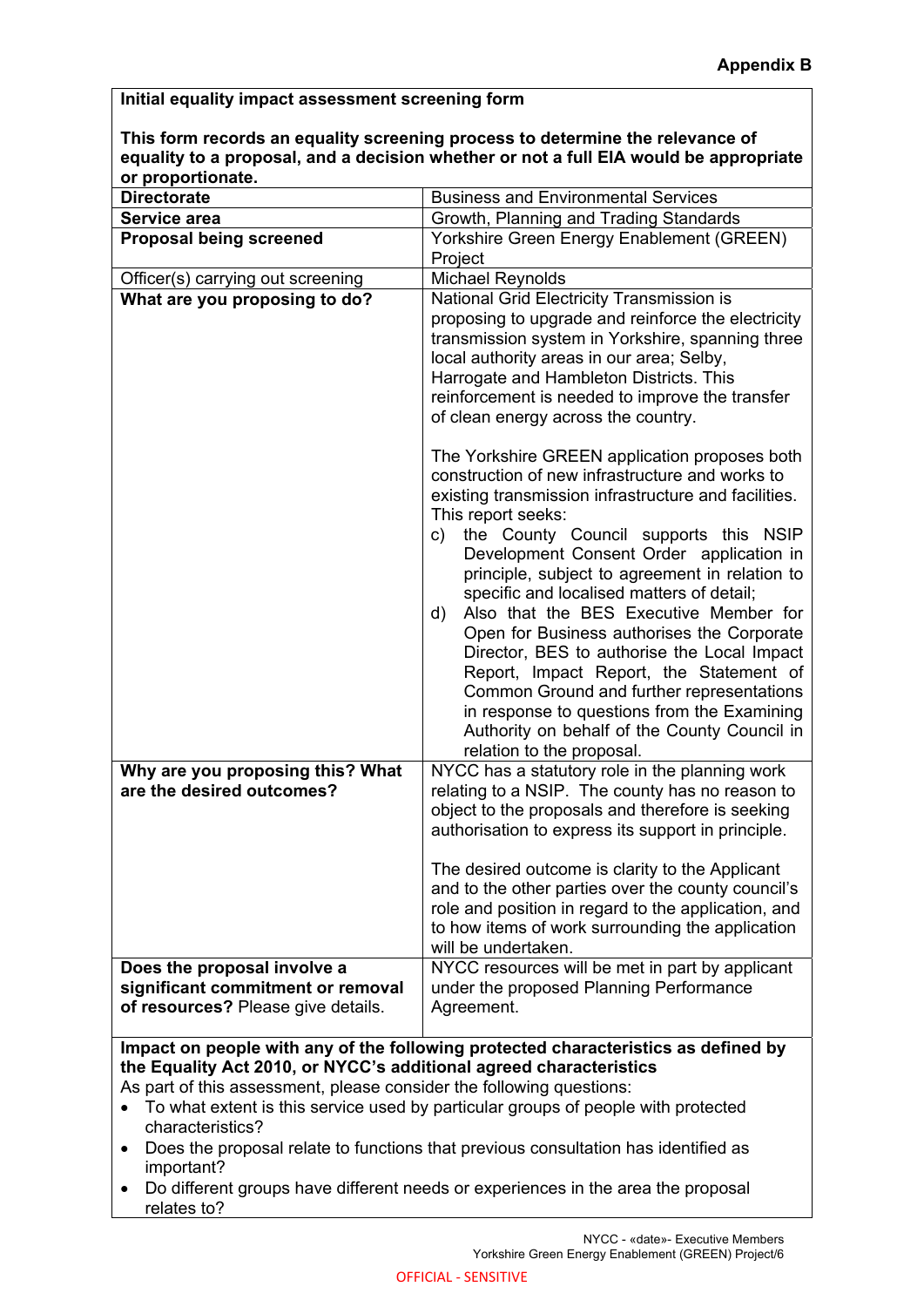**Appendix B**

| **Initial equality impact assessment screening form**<br><br>**This form records an equality screening process to determine the relevance of equality to a proposal, and a decision whether or not a full EIA would be appropriate or proportionate.** | |
|---|---|
| **Directorate** | Business and Environmental Services |
| **Service area** | Growth, Planning and Trading Standards |
| **Proposal being screened** | Yorkshire Green Energy Enablement (GREEN) Project |
| Officer(s) carrying out screening | Michael Reynolds |
| **What are you proposing to do?** | National Grid Electricity Transmission is proposing to upgrade and reinforce the electricity transmission system in Yorkshire, spanning three local authority areas in our area; Selby, Harrogate and Hambleton Districts. This reinforcement is needed to improve the transfer of clean energy across the country.<br><br>The Yorkshire GREEN application proposes both construction of new infrastructure and works to existing transmission infrastructure and facilities. This report seeks:<br>c) the County Council supports this NSIP Development Consent Order application in principle, subject to agreement in relation to specific and localised matters of detail;<br>d) Also that the BES Executive Member for Open for Business authorises the Corporate Director, BES to authorise the Local Impact Report, Impact Report, the Statement of Common Ground and further representations in response to questions from the Examining Authority on behalf of the County Council in relation to the proposal. |
| **Why are you proposing this? What are the desired outcomes?** | NYCC has a statutory role in the planning work relating to a NSIP. The county has no reason to object to the proposals and therefore is seeking authorisation to express its support in principle.<br><br>The desired outcome is clarity to the Applicant and to the other parties over the county council's role and position in regard to the application, and to how items of work surrounding the application will be undertaken. |
| **Does the proposal involve a significant commitment or removal of resources?** Please give details. | NYCC resources will be met in part by applicant under the proposed Planning Performance Agreement. |

**Impact on people with any of the following protected characteristics as defined by the Equality Act 2010, or NYCC's additional agreed characteristics**

As part of this assessment, please consider the following questions:

- To what extent is this service used by particular groups of people with protected characteristics?
- Does the proposal relate to functions that previous consultation has identified as important?
- Do different groups have different needs or experiences in the area the proposal relates to?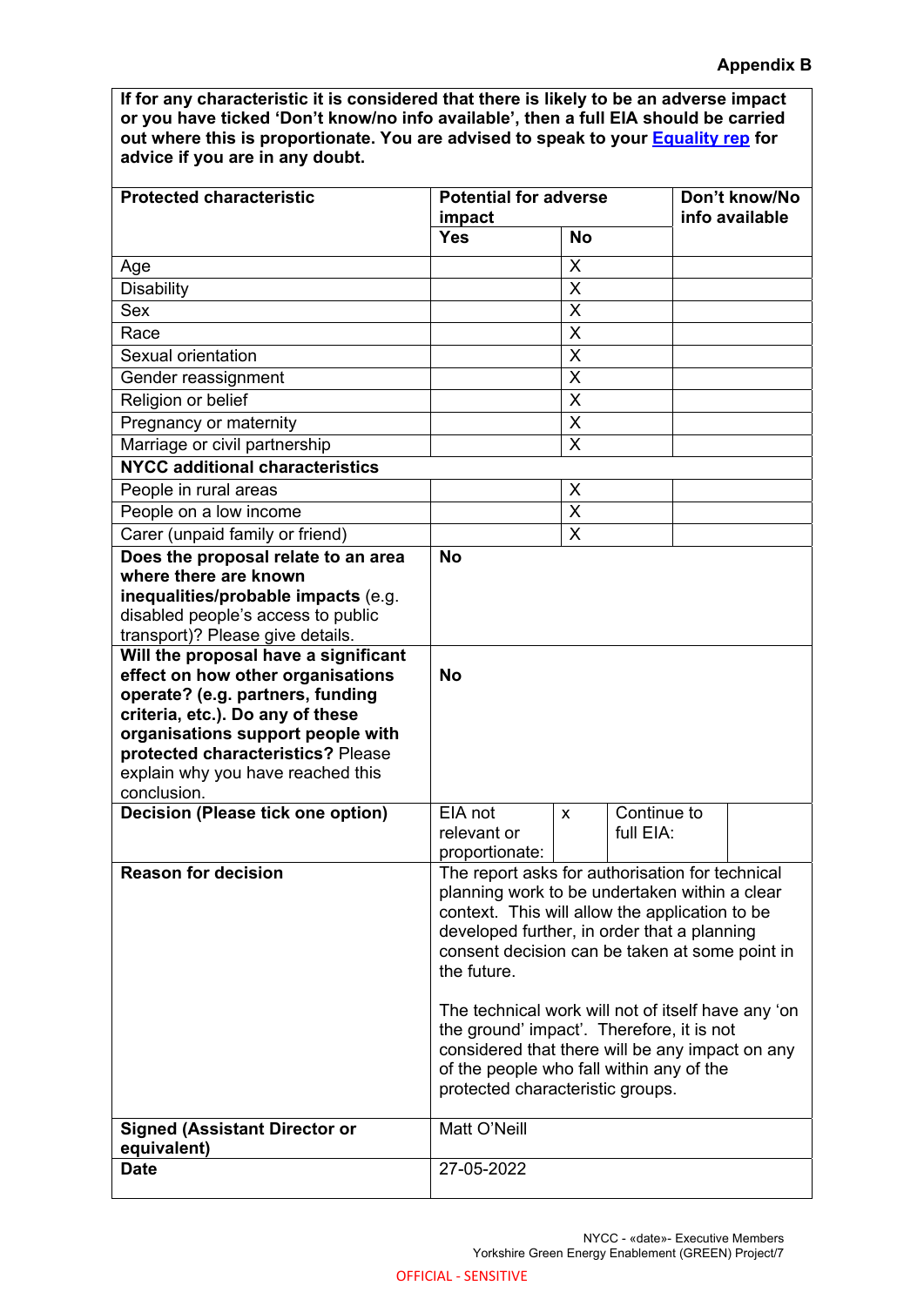**Appendix B**

**If for any characteristic it is considered that there is likely to be an adverse impact or you have ticked 'Don't know/no info available', then a full EIA should be carried out where this is proportionate. You are advised to speak to your Equality rep for advice if you are in any doubt.**

| **Protected characteristic** | **Potential for adverse impact** | | **Don't know/No info available** |
|---|---|---|---|
| | **Yes** | **No** | |
| Age | | X | |
| Disability | | X | |
| Sex | | X | |
| Race | | X | |
| Sexual orientation | | X | |
| Gender reassignment | | X | |
| Religion or belief | | X | |
| Pregnancy or maternity | | X | |
| Marriage or civil partnership | | X | |
| **NYCC additional characteristics** | | | |
| People in rural areas | | X | |
| People on a low income | | X | |
| Carer (unpaid family or friend) | | X | |

| | |
|---|---|
| **Does the proposal relate to an area where there are known inequalities/probable impacts** (e.g. disabled people's access to public transport)? Please give details. | **No** |
| **Will the proposal have a significant effect on how other organisations operate? (e.g. partners, funding criteria, etc.). Do any of these organisations support people with protected characteristics?** Please explain why you have reached this conclusion. | **No** |
| **Decision (Please tick one option)** | EIA not relevant or proportionate: x — Continue to full EIA: |
| **Reason for decision** | The report asks for authorisation for technical planning work to be undertaken within a clear context. This will allow the application to be developed further, in order that a planning consent decision can be taken at some point in the future.<br><br>The technical work will not of itself have any 'on the ground' impact'. Therefore, it is not considered that there will be any impact on any of the people who fall within any of the protected characteristic groups. |
| **Signed (Assistant Director or equivalent)** | Matt O'Neill |
| **Date** | 27-05-2022 |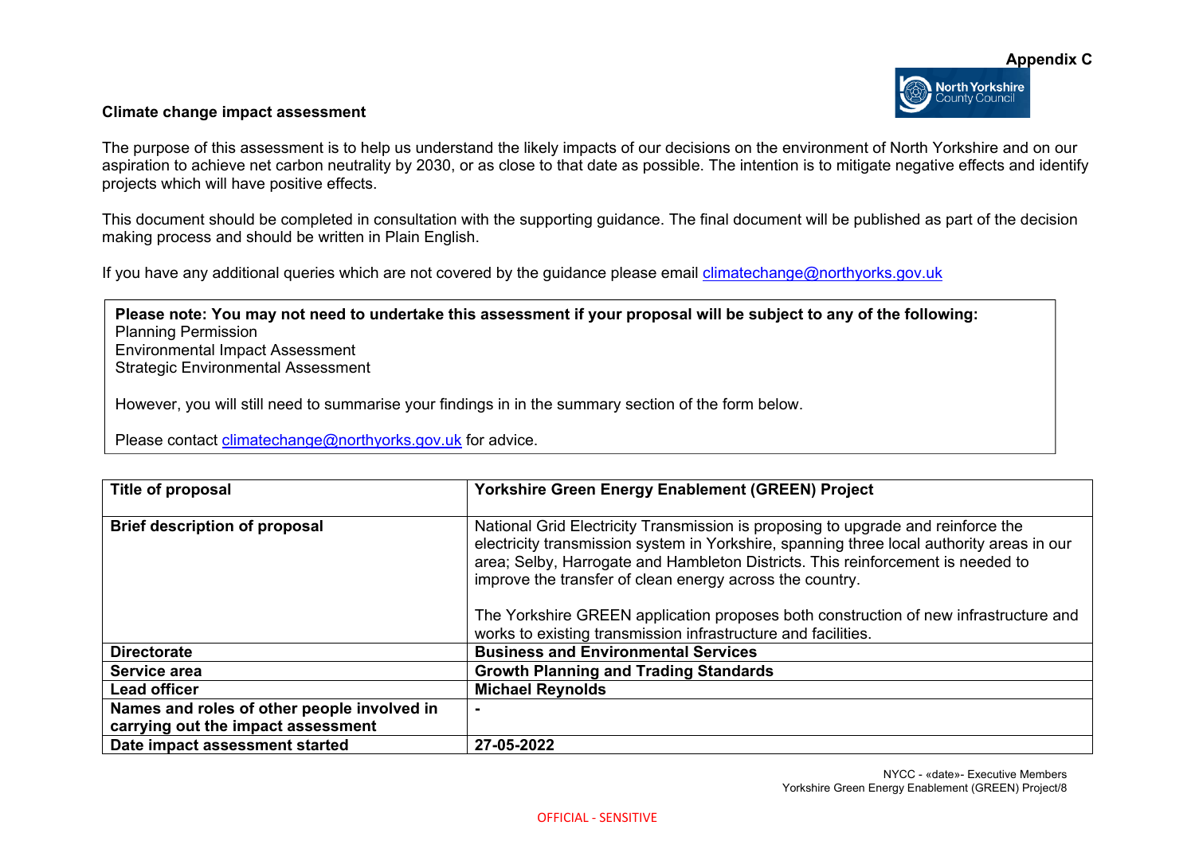**Appendix C**

North Yorkshire County Council

## Climate change impact assessment

The purpose of this assessment is to help us understand the likely impacts of our decisions on the environment of North Yorkshire and on our aspiration to achieve net carbon neutrality by 2030, or as close to that date as possible. The intention is to mitigate negative effects and identify projects which will have positive effects.

This document should be completed in consultation with the supporting guidance. The final document will be published as part of the decision making process and should be written in Plain English.

If you have any additional queries which are not covered by the guidance please email climatechange@northyorks.gov.uk

> **Please note: You may not need to undertake this assessment if your proposal will be subject to any of the following:**
> Planning Permission
> Environmental Impact Assessment
> Strategic Environmental Assessment
>
> However, you will still need to summarise your findings in in the summary section of the form below.
>
> Please contact climatechange@northyorks.gov.uk for advice.

| **Title of proposal** | **Yorkshire Green Energy Enablement (GREEN) Project** |
|---|---|
| **Brief description of proposal** | National Grid Electricity Transmission is proposing to upgrade and reinforce the electricity transmission system in Yorkshire, spanning three local authority areas in our area; Selby, Harrogate and Hambleton Districts. This reinforcement is needed to improve the transfer of clean energy across the country.<br><br>The Yorkshire GREEN application proposes both construction of new infrastructure and works to existing transmission infrastructure and facilities. |
| **Directorate** | **Business and Environmental Services** |
| **Service area** | **Growth Planning and Trading Standards** |
| **Lead officer** | **Michael Reynolds** |
| **Names and roles of other people involved in carrying out the impact assessment** | **-** |
| **Date impact assessment started** | **27-05-2022** |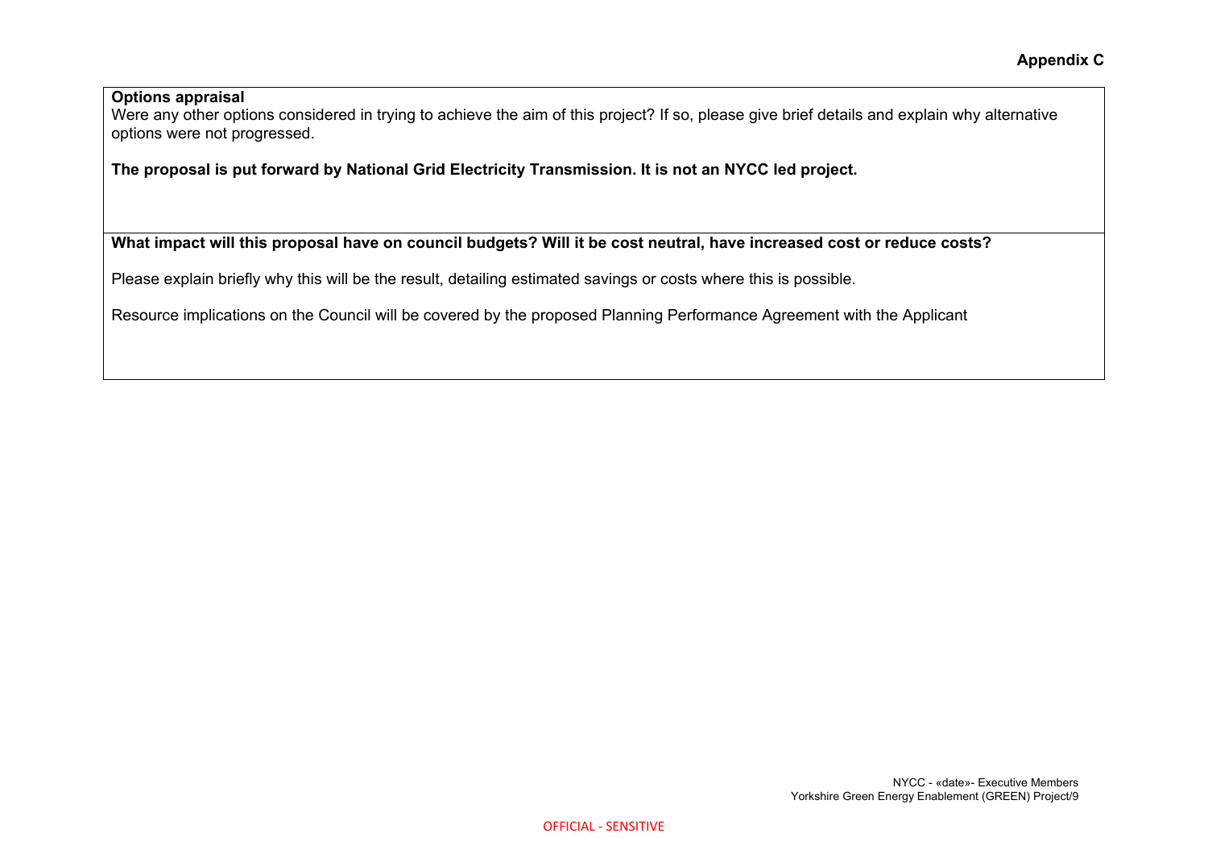**Appendix C**

**Options appraisal**

Were any other options considered in trying to achieve the aim of this project? If so, please give brief details and explain why alternative options were not progressed.

**The proposal is put forward by National Grid Electricity Transmission. It is not an NYCC led project.**

**What impact will this proposal have on council budgets? Will it be cost neutral, have increased cost or reduce costs?**

Please explain briefly why this will be the result, detailing estimated savings or costs where this is possible.

Resource implications on the Council will be covered by the proposed Planning Performance Agreement with the Applicant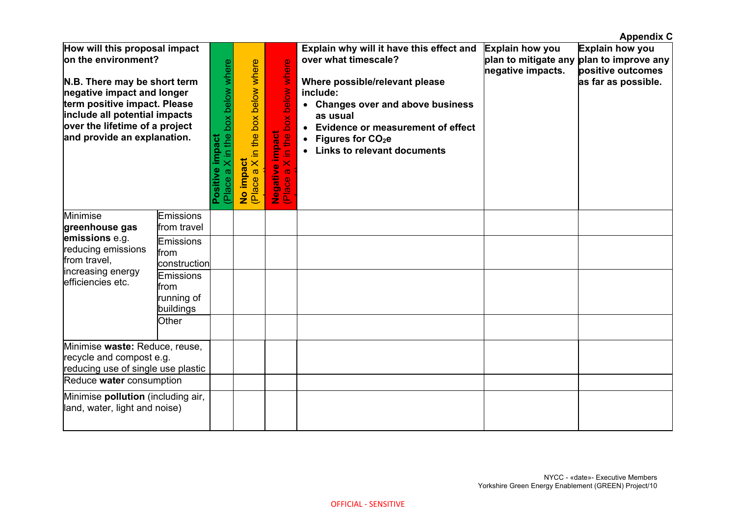**Appendix C**

| How will this proposal impact on the environment? N.B. There may be short term negative impact and longer term positive impact. Please include all potential impacts over the lifetime of a project and provide an explanation. | | **Positive impact** (Place a X in the box below where relevant) | **No impact** (Place a X in the box below where relevant) | **Negative impact** (Place a X in the box below where relevant) | **Explain why will it have this effect and over what timescale?** **Where possible/relevant please include:** • Changes over and above business as usual • Evidence or measurement of effect • Figures for $CO_2e$ • Links to relevant documents | **Explain how you plan to mitigate any negative impacts.** | **Explain how you plan to improve any positive outcomes as far as possible.** |
|---|---|---|---|---|---|---|---|
| Minimise **greenhouse gas emissions** e.g. reducing emissions from travel, increasing energy efficiencies etc. | Emissions from travel | | | | | | |
| | Emissions from construction | | | | | | |
| | Emissions from running of buildings | | | | | | |
| | Other | | | | | | |
| Minimise **waste:** Reduce, reuse, recycle and compost e.g. reducing use of single use plastic | | | | | | | |
| Reduce **water** consumption | | | | | | | |
| Minimise **pollution** (including air, land, water, light and noise) | | | | | | | |

NYCC - «date»- Executive Members
Yorkshire Green Energy Enablement (GREEN) Project/10

OFFICIAL - SENSITIVE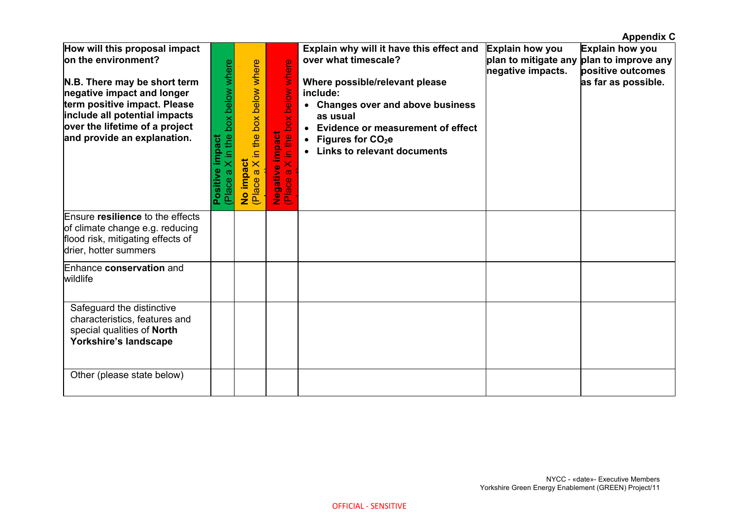**Appendix C**

| **How will this proposal impact on the environment?**<br><br>**N.B. There may be short term negative impact and longer term positive impact. Please include all potential impacts over the lifetime of a project and provide an explanation.** | **Positive impact** (Place a X in the box below where relevant) | **No impact** (Place a X in the box below where relevant) | **Negative impact** (Place a X in the box below where relevant) | **Explain why will it have this effect and over what timescale?**<br><br>**Where possible/relevant please include:**<br>• **Changes over and above business as usual**<br>• **Evidence or measurement of effect**<br>• **Figures for $CO_2e$**<br>• **Links to relevant documents** | **Explain how you plan to mitigate any negative impacts.** | **Explain how you plan to improve any positive outcomes as far as possible.** |
| --- | --- | --- | --- | --- | --- | --- |
| Ensure **resilience** to the effects of climate change e.g. reducing flood risk, mitigating effects of drier, hotter summers | | | | | | |
| Enhance **conservation** and wildlife | | | | | | |
| Safeguard the distinctive characteristics, features and special qualities of **North Yorkshire's landscape** | | | | | | |
| Other (please state below) | | | | | | |

NYCC - «date»- Executive Members
Yorkshire Green Energy Enablement (GREEN) Project/11

OFFICIAL - SENSITIVE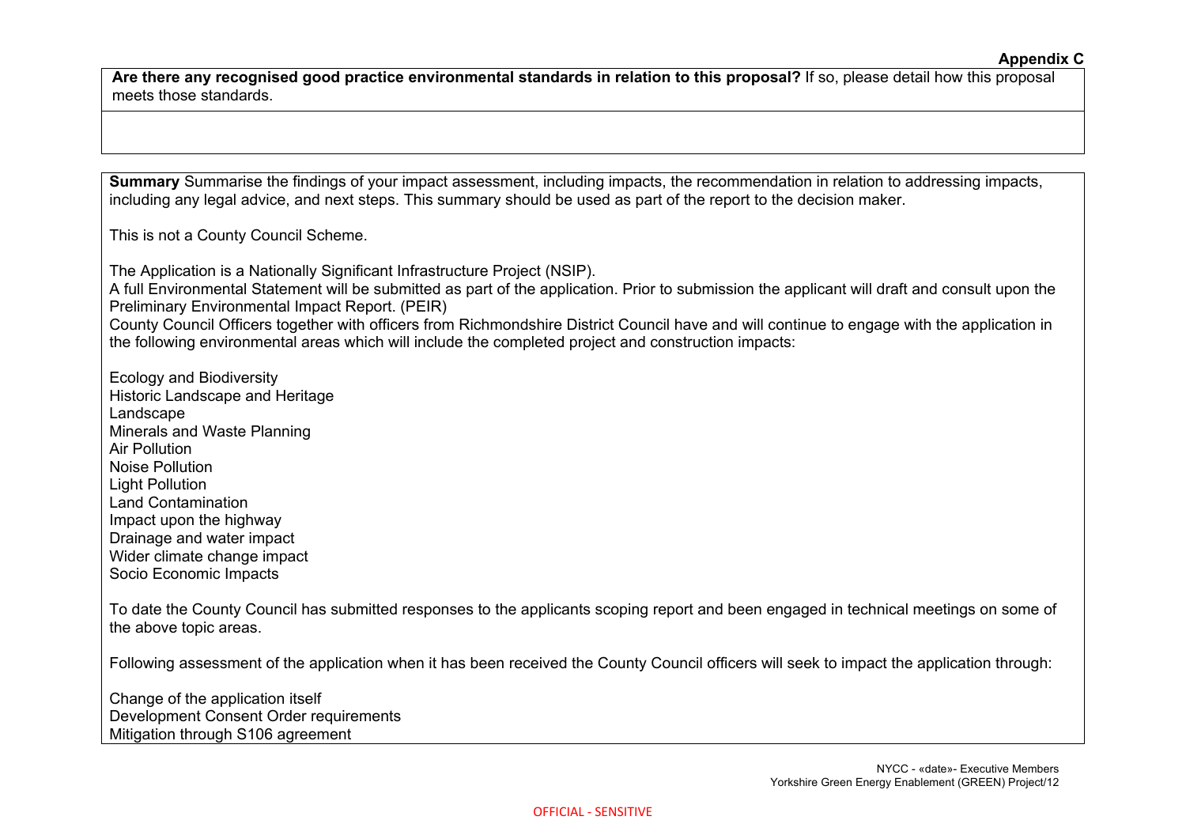**Appendix C**

**Are there any recognised good practice environmental standards in relation to this proposal?** If so, please detail how this proposal meets those standards.

---

**Summary** Summarise the findings of your impact assessment, including impacts, the recommendation in relation to addressing impacts, including any legal advice, and next steps. This summary should be used as part of the report to the decision maker.

This is not a County Council Scheme.

The Application is a Nationally Significant Infrastructure Project (NSIP).
A full Environmental Statement will be submitted as part of the application. Prior to submission the applicant will draft and consult upon the Preliminary Environmental Impact Report. (PEIR)
County Council Officers together with officers from Richmondshire District Council have and will continue to engage with the application in the following environmental areas which will include the completed project and construction impacts:

Ecology and Biodiversity
Historic Landscape and Heritage
Landscape
Minerals and Waste Planning
Air Pollution
Noise Pollution
Light Pollution
Land Contamination
Impact upon the highway
Drainage and water impact
Wider climate change impact
Socio Economic Impacts

To date the County Council has submitted responses to the applicants scoping report and been engaged in technical meetings on some of the above topic areas.

Following assessment of the application when it has been received the County Council officers will seek to impact the application through:

Change of the application itself
Development Consent Order requirements
Mitigation through S106 agreement

OFFICIAL - SENSITIVE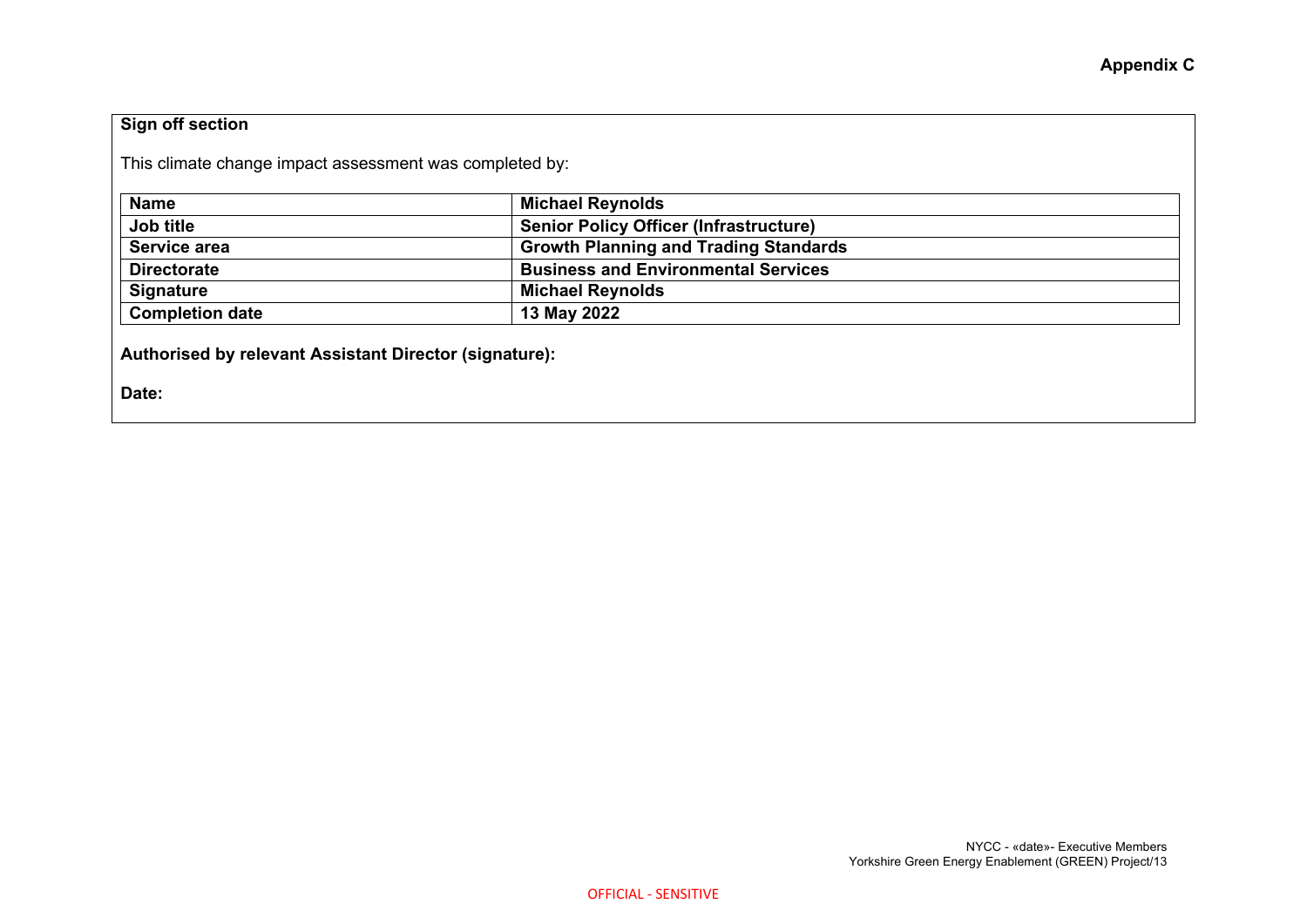**Appendix C**

**Sign off section**

This climate change impact assessment was completed by:

| | |
|---|---|
| **Name** | **Michael Reynolds** |
| **Job title** | **Senior Policy Officer (Infrastructure)** |
| **Service area** | **Growth Planning and Trading Standards** |
| **Directorate** | **Business and Environmental Services** |
| **Signature** | **Michael Reynolds** |
| **Completion date** | **13 May 2022** |

**Authorised by relevant Assistant Director (signature):**

**Date:**

OFFICIAL - SENSITIVE